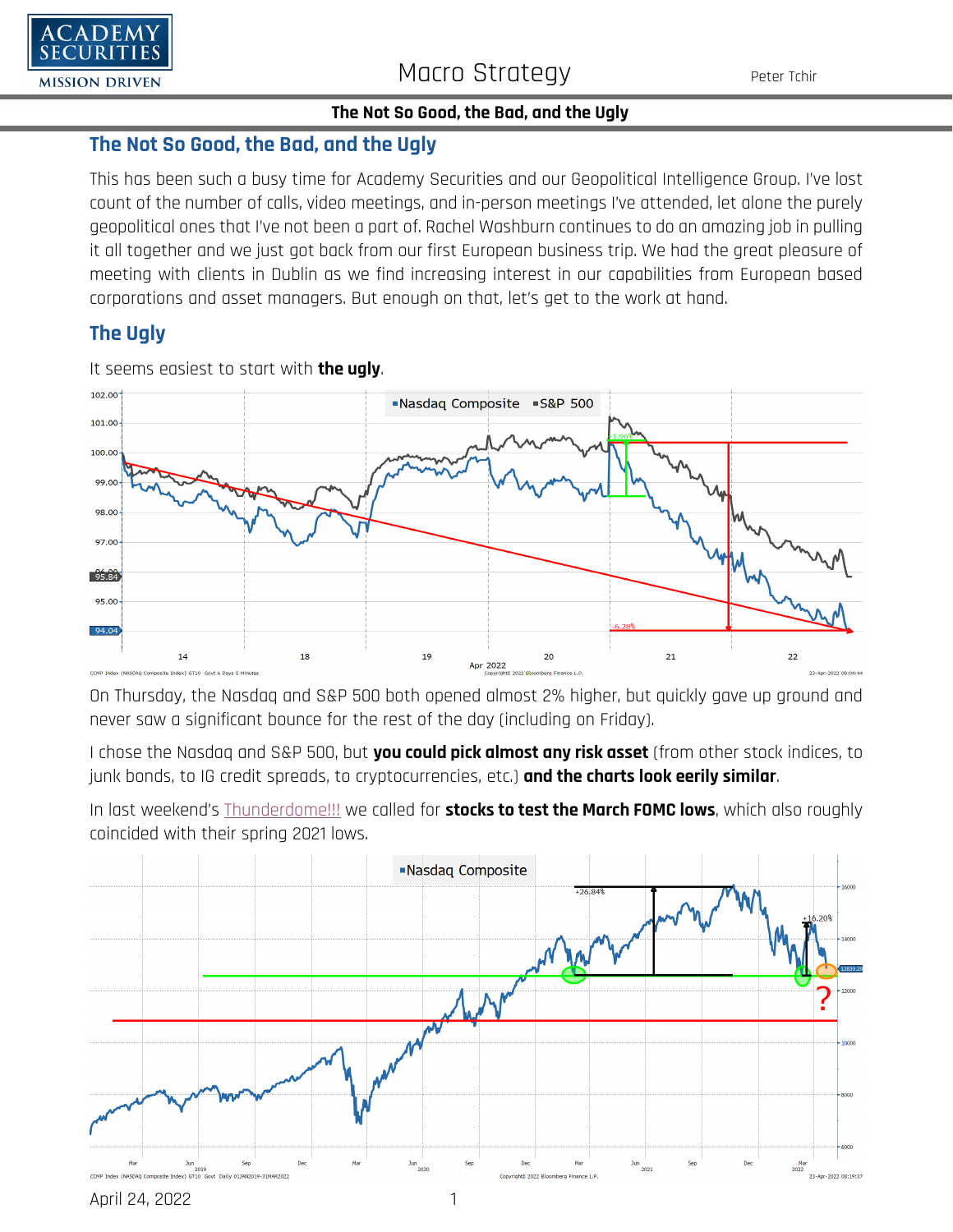## The Not So Good, the Bad, and the Ugly

This has been such a busy time for Academy Securities and our Geopolitical Intelligence Group. I've lost count of the number of calls, video meetings, and in-person meetings I've attended, let alone the purely geopolitical ones that I've not been a part of. Rachel Washburn continues to do an amazing job in pulling it all together and we just got back from our first European business trip. We had the great pleasure of meeting with clients in Dublin as we find increasing interest in our capabilities from European based corporations and asset managers. But enough on that, let's get to the work at hand.

## The Ugly

It seems easiest to start with **the ugly**.

On Thursday, the Nasdaq and S&P 500 both opened almost 2% higher, but quickly gave up ground and never saw a significant bounce for the rest of the day (including on Friday).

I chose the Nasdaq and S&P 500, but **you could pick almost any risk asset** (from other stock indices, to junk bonds, to IG credit spreads, to cryptocurrencies, etc.) **and the charts look eerily similar**.

In last weekend's Thunderdome!!! we called for **stocks to test the March FOMC lows**, which also roughly coincided with their spring 2021 lows.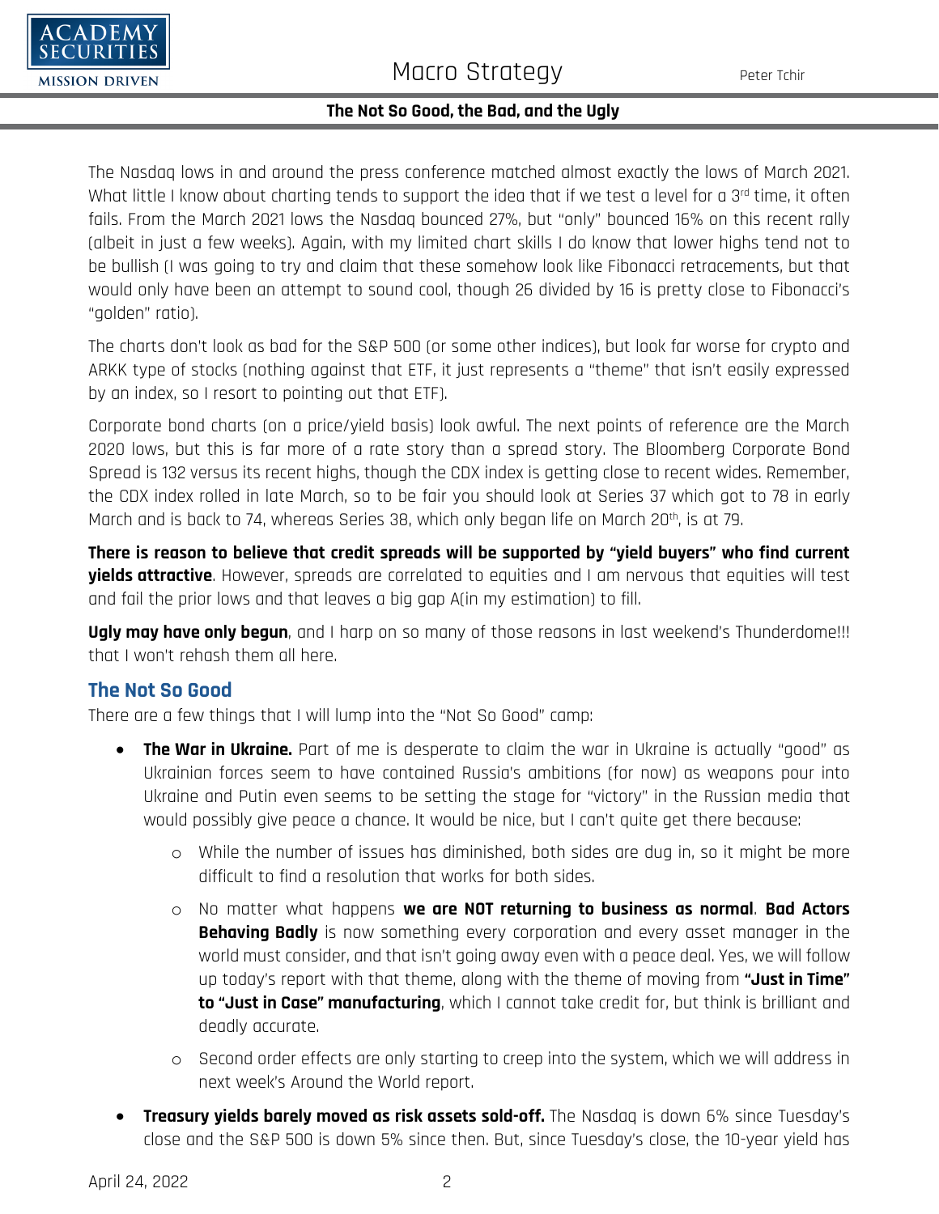The Nasdaq lows in and around the press conference matched almost exactly the lows of March 2021. What little I know about charting tends to support the idea that if we test a level for a 3rd time, it often fails. From the March 2021 lows the Nasdaq bounced 27%, but "only" bounced 16% on this recent rally (albeit in just a few weeks). Again, with my limited chart skills I do know that lower highs tend not to be bullish (I was going to try and claim that these somehow look like Fibonacci retracements, but that would only have been an attempt to sound cool, though 26 divided by 16 is pretty close to Fibonacci's "golden" ratio).

The charts don't look as bad for the S&P 500 (or some other indices), but look far worse for crypto and ARKK type of stocks (nothing against that ETF, it just represents a "theme" that isn't easily expressed by an index, so I resort to pointing out that ETF).

Corporate bond charts (on a price/yield basis) look awful. The next points of reference are the March 2020 lows, but this is far more of a rate story than a spread story. The Bloomberg Corporate Bond Spread is 132 versus its recent highs, though the CDX index is getting close to recent wides. Remember, the CDX index rolled in late March, so to be fair you should look at Series 37 which got to 78 in early March and is back to 74, whereas Series 38, which only began life on March 20th, is at 79.

**There is reason to believe that credit spreads will be supported by "yield buyers" who find current yields attractive**. However, spreads are correlated to equities and I am nervous that equities will test and fail the prior lows and that leaves a big gap A(in my estimation) to fill.

**Ugly may have only begun**, and I harp on so many of those reasons in last weekend's Thunderdome!!! that I won't rehash them all here.

## The Not So Good

There are a few things that I will lump into the "Not So Good" camp:

- **The War in Ukraine.** Part of me is desperate to claim the war in Ukraine is actually "good" as Ukrainian forces seem to have contained Russia's ambitions (for now) as weapons pour into Ukraine and Putin even seems to be setting the stage for "victory" in the Russian media that would possibly give peace a chance. It would be nice, but I can't quite get there because:
  - While the number of issues has diminished, both sides are dug in, so it might be more difficult to find a resolution that works for both sides.
  - No matter what happens **we are NOT returning to business as normal**. **Bad Actors Behaving Badly** is now something every corporation and every asset manager in the world must consider, and that isn't going away even with a peace deal. Yes, we will follow up today's report with that theme, along with the theme of moving from **"Just in Time" to "Just in Case" manufacturing**, which I cannot take credit for, but think is brilliant and deadly accurate.
  - Second order effects are only starting to creep into the system, which we will address in next week's Around the World report.
- **Treasury yields barely moved as risk assets sold-off.** The Nasdaq is down 6% since Tuesday's close and the S&P 500 is down 5% since then. But, since Tuesday's close, the 10-year yield has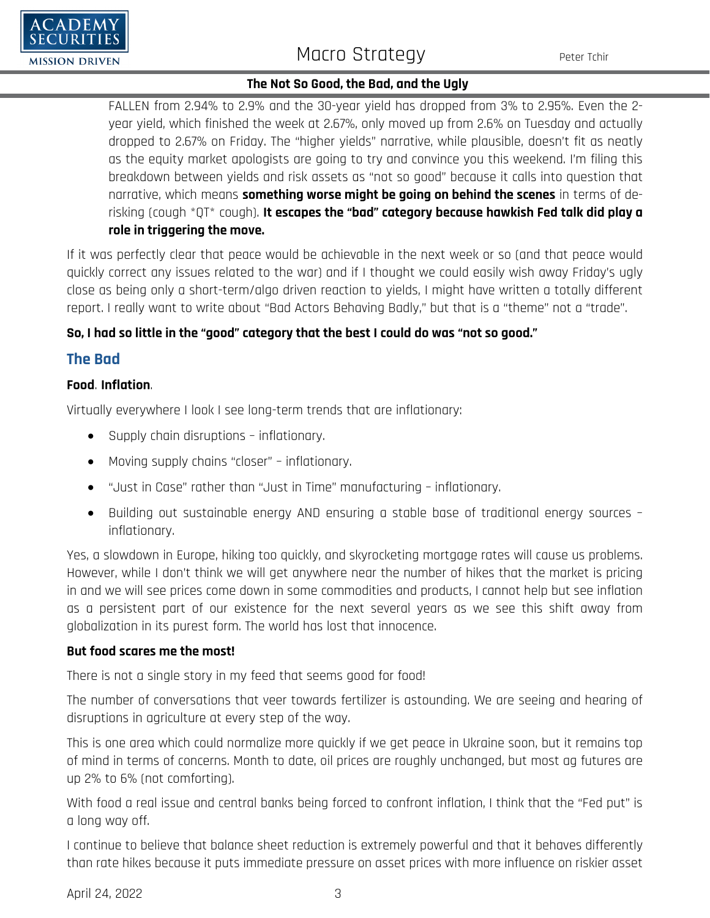FALLEN from 2.94% to 2.9% and the 30-year yield has dropped from 3% to 2.95%. Even the 2-year yield, which finished the week at 2.67%, only moved up from 2.6% on Tuesday and actually dropped to 2.67% on Friday. The "higher yields" narrative, while plausible, doesn't fit as neatly as the equity market apologists are going to try and convince you this weekend. I'm filing this breakdown between yields and risk assets as "not so good" because it calls into question that narrative, which means **something worse might be going on behind the scenes** in terms of de-risking (cough *QT* cough). **It escapes the "bad" category because hawkish Fed talk did play a role in triggering the move.**

If it was perfectly clear that peace would be achievable in the next week or so (and that peace would quickly correct any issues related to the war) and if I thought we could easily wish away Friday's ugly close as being only a short-term/algo driven reaction to yields, I might have written a totally different report. I really want to write about "Bad Actors Behaving Badly," but that is a "theme" not a "trade".

**So, I had so little in the "good" category that the best I could do was "not so good."**

## The Bad

**Food**, **Inflation**.

Virtually everywhere I look I see long-term trends that are inflationary:

- Supply chain disruptions – inflationary.
- Moving supply chains "closer" – inflationary.
- "Just in Case" rather than "Just in Time" manufacturing – inflationary.
- Building out sustainable energy AND ensuring a stable base of traditional energy sources – inflationary.

Yes, a slowdown in Europe, hiking too quickly, and skyrocketing mortgage rates will cause us problems. However, while I don't think we will get anywhere near the number of hikes that the market is pricing in and we will see prices come down in some commodities and products, I cannot help but see inflation as a persistent part of our existence for the next several years as we see this shift away from globalization in its purest form. The world has lost that innocence.

**But food scares me the most!**

There is not a single story in my feed that seems good for food!

The number of conversations that veer towards fertilizer is astounding. We are seeing and hearing of disruptions in agriculture at every step of the way.

This is one area which could normalize more quickly if we get peace in Ukraine soon, but it remains top of mind in terms of concerns. Month to date, oil prices are roughly unchanged, but most ag futures are up 2% to 6% (not comforting).

With food a real issue and central banks being forced to confront inflation, I think that the "Fed put" is a long way off.

I continue to believe that balance sheet reduction is extremely powerful and that it behaves differently than rate hikes because it puts immediate pressure on asset prices with more influence on riskier asset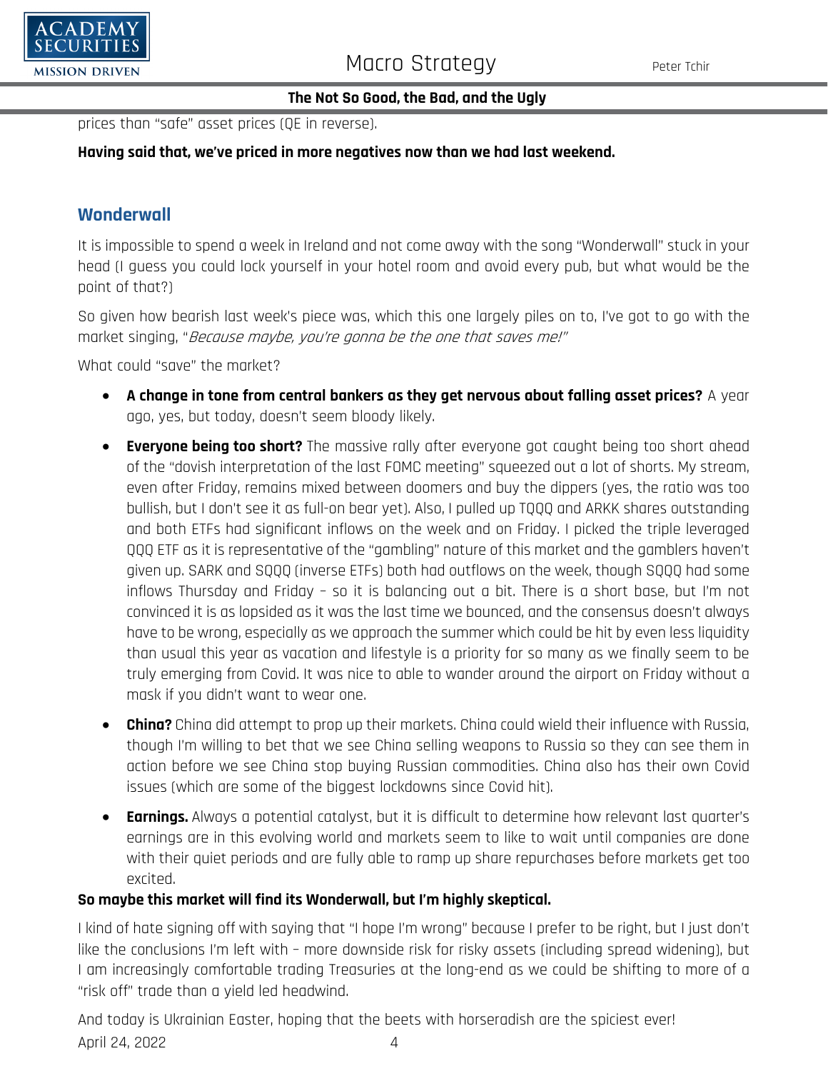prices than "safe" asset prices (QE in reverse).

**Having said that, we've priced in more negatives now than we had last weekend.**

## Wonderwall

It is impossible to spend a week in Ireland and not come away with the song "Wonderwall" stuck in your head (I guess you could lock yourself in your hotel room and avoid every pub, but what would be the point of that?)

So given how bearish last week's piece was, which this one largely piles on to, I've got to go with the market singing, "*Because maybe, you're gonna be the one that saves me!*"

What could "save" the market?

- **A change in tone from central bankers as they get nervous about falling asset prices?** A year ago, yes, but today, doesn't seem bloody likely.
- **Everyone being too short?** The massive rally after everyone got caught being too short ahead of the "dovish interpretation of the last FOMC meeting" squeezed out a lot of shorts. My stream, even after Friday, remains mixed between doomers and buy the dippers (yes, the ratio was too bullish, but I don't see it as full-on bear yet). Also, I pulled up TQQQ and ARKK shares outstanding and both ETFs had significant inflows on the week and on Friday. I picked the triple leveraged QQQ ETF as it is representative of the "gambling" nature of this market and the gamblers haven't given up. SARK and SQQQ (inverse ETFs) both had outflows on the week, though SQQQ had some inflows Thursday and Friday – so it is balancing out a bit. There is a short base, but I'm not convinced it is as lopsided as it was the last time we bounced, and the consensus doesn't always have to be wrong, especially as we approach the summer which could be hit by even less liquidity than usual this year as vacation and lifestyle is a priority for so many as we finally seem to be truly emerging from Covid. It was nice to able to wander around the airport on Friday without a mask if you didn't want to wear one.
- **China?** China did attempt to prop up their markets. China could wield their influence with Russia, though I'm willing to bet that we see China selling weapons to Russia so they can see them in action before we see China stop buying Russian commodities. China also has their own Covid issues (which are some of the biggest lockdowns since Covid hit).
- **Earnings.** Always a potential catalyst, but it is difficult to determine how relevant last quarter's earnings are in this evolving world and markets seem to like to wait until companies are done with their quiet periods and are fully able to ramp up share repurchases before markets get too excited.

**So maybe this market will find its Wonderwall, but I'm highly skeptical.**

I kind of hate signing off with saying that "I hope I'm wrong" because I prefer to be right, but I just don't like the conclusions I'm left with – more downside risk for risky assets (including spread widening), but I am increasingly comfortable trading Treasuries at the long-end as we could be shifting to more of a "risk off" trade than a yield led headwind.

And today is Ukrainian Easter, hoping that the beets with horseradish are the spiciest ever!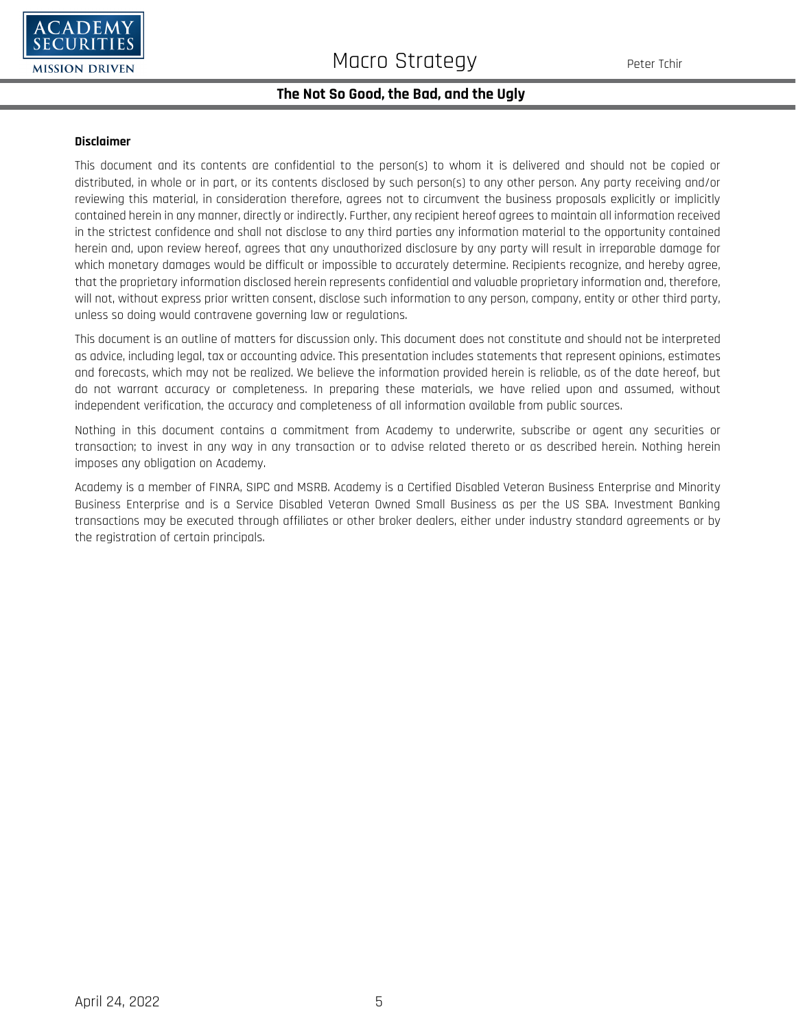**Disclaimer**

This document and its contents are confidential to the person(s) to whom it is delivered and should not be copied or distributed, in whole or in part, or its contents disclosed by such person(s) to any other person. Any party receiving and/or reviewing this material, in consideration therefore, agrees not to circumvent the business proposals explicitly or implicitly contained herein in any manner, directly or indirectly. Further, any recipient hereof agrees to maintain all information received in the strictest confidence and shall not disclose to any third parties any information material to the opportunity contained herein and, upon review hereof, agrees that any unauthorized disclosure by any party will result in irreparable damage for which monetary damages would be difficult or impossible to accurately determine. Recipients recognize, and hereby agree, that the proprietary information disclosed herein represents confidential and valuable proprietary information and, therefore, will not, without express prior written consent, disclose such information to any person, company, entity or other third party, unless so doing would contravene governing law or regulations.

This document is an outline of matters for discussion only. This document does not constitute and should not be interpreted as advice, including legal, tax or accounting advice. This presentation includes statements that represent opinions, estimates and forecasts, which may not be realized. We believe the information provided herein is reliable, as of the date hereof, but do not warrant accuracy or completeness. In preparing these materials, we have relied upon and assumed, without independent verification, the accuracy and completeness of all information available from public sources.

Nothing in this document contains a commitment from Academy to underwrite, subscribe or agent any securities or transaction; to invest in any way in any transaction or to advise related thereto or as described herein. Nothing herein imposes any obligation on Academy.

Academy is a member of FINRA, SIPC and MSRB. Academy is a Certified Disabled Veteran Business Enterprise and Minority Business Enterprise and is a Service Disabled Veteran Owned Small Business as per the US SBA. Investment Banking transactions may be executed through affiliates or other broker dealers, either under industry standard agreements or by the registration of certain principals.